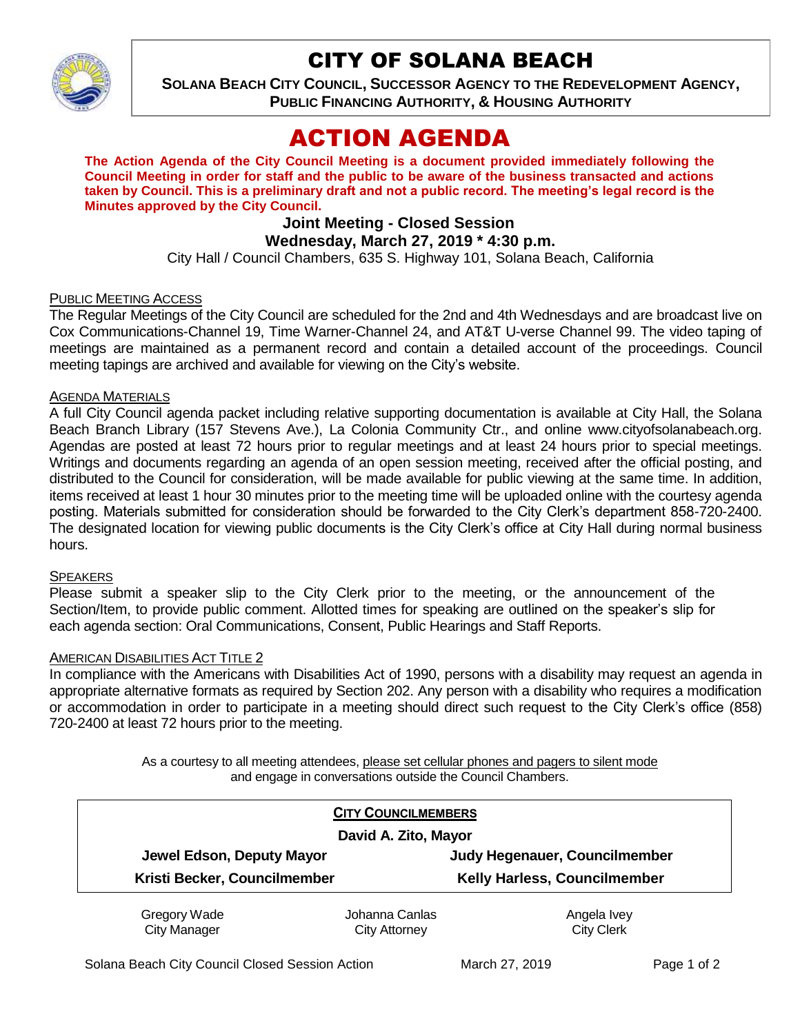# CITY OF SOLANA BEACH

**SOLANA BEACH CITY COUNCIL, SUCCESSOR AGENCY TO THE REDEVELOPMENT AGENCY, PUBLIC FINANCING AUTHORITY, & HOUSING AUTHORITY**

# ACTION AGENDA

**The Action Agenda of the City Council Meeting is a document provided immediately following the Council Meeting in order for staff and the public to be aware of the business transacted and actions taken by Council. This is a preliminary draft and not a public record. The meeting's legal record is the Minutes approved by the City Council.**

**Joint Meeting - Closed Session**
**Wednesday, March 27, 2019 * 4:30 p.m.**
City Hall / Council Chambers, 635 S. Highway 101, Solana Beach, California

PUBLIC MEETING ACCESS

The Regular Meetings of the City Council are scheduled for the 2nd and 4th Wednesdays and are broadcast live on Cox Communications-Channel 19, Time Warner-Channel 24, and AT&T U-verse Channel 99. The video taping of meetings are maintained as a permanent record and contain a detailed account of the proceedings. Council meeting tapings are archived and available for viewing on the City's website.

AGENDA MATERIALS

A full City Council agenda packet including relative supporting documentation is available at City Hall, the Solana Beach Branch Library (157 Stevens Ave.), La Colonia Community Ctr., and online www.cityofsolanabeach.org. Agendas are posted at least 72 hours prior to regular meetings and at least 24 hours prior to special meetings. Writings and documents regarding an agenda of an open session meeting, received after the official posting, and distributed to the Council for consideration, will be made available for public viewing at the same time. In addition, items received at least 1 hour 30 minutes prior to the meeting time will be uploaded online with the courtesy agenda posting. Materials submitted for consideration should be forwarded to the City Clerk's department 858-720-2400. The designated location for viewing public documents is the City Clerk's office at City Hall during normal business hours.

SPEAKERS

Please submit a speaker slip to the City Clerk prior to the meeting, or the announcement of the Section/Item, to provide public comment. Allotted times for speaking are outlined on the speaker's slip for each agenda section: Oral Communications, Consent, Public Hearings and Staff Reports.

AMERICAN DISABILITIES ACT TITLE 2

In compliance with the Americans with Disabilities Act of 1990, persons with a disability may request an agenda in appropriate alternative formats as required by Section 202. Any person with a disability who requires a modification or accommodation in order to participate in a meeting should direct such request to the City Clerk's office (858) 720-2400 at least 72 hours prior to the meeting.

As a courtesy to all meeting attendees, please set cellular phones and pagers to silent mode and engage in conversations outside the Council Chambers.

**CITY COUNCILMEMBERS**

**David A. Zito, Mayor**

**Jewel Edson, Deputy Mayor** | **Judy Hegenauer, Councilmember**

**Kristi Becker, Councilmember** | **Kelly Harless, Councilmember**

| Gregory Wade<br>City Manager | Johanna Canlas<br>City Attorney | Angela Ivey<br>City Clerk |
|---|---|---|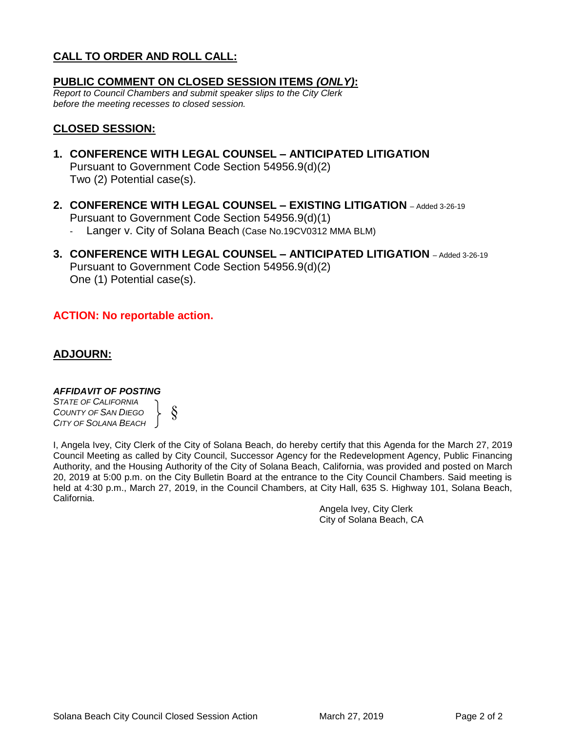## CALL TO ORDER AND ROLL CALL:

## PUBLIC COMMENT ON CLOSED SESSION ITEMS *(ONLY)*:

*Report to Council Chambers and submit speaker slips to the City Clerk before the meeting recesses to closed session.*

## CLOSED SESSION:

**1. CONFERENCE WITH LEGAL COUNSEL – ANTICIPATED LITIGATION**
Pursuant to Government Code Section 54956.9(d)(2)
Two (2) Potential case(s).

**2. CONFERENCE WITH LEGAL COUNSEL – EXISTING LITIGATION** – Added 3-26-19
Pursuant to Government Code Section 54956.9(d)(1)
- Langer v. City of Solana Beach (Case No.19CV0312 MMA BLM)

**3. CONFERENCE WITH LEGAL COUNSEL – ANTICIPATED LITIGATION** – Added 3-26-19
Pursuant to Government Code Section 54956.9(d)(2)
One (1) Potential case(s).

**ACTION: No reportable action.**

## ADJOURN:

***AFFIDAVIT OF POSTING***

*STATE OF CALIFORNIA*
*COUNTY OF SAN DIEGO* §
*CITY OF SOLANA BEACH*

I, Angela Ivey, City Clerk of the City of Solana Beach, do hereby certify that this Agenda for the March 27, 2019 Council Meeting as called by City Council, Successor Agency for the Redevelopment Agency, Public Financing Authority, and the Housing Authority of the City of Solana Beach, California, was provided and posted on March 20, 2019 at 5:00 p.m. on the City Bulletin Board at the entrance to the City Council Chambers. Said meeting is held at 4:30 p.m., March 27, 2019, in the Council Chambers, at City Hall, 635 S. Highway 101, Solana Beach, California.

Angela Ivey, City Clerk
City of Solana Beach, CA